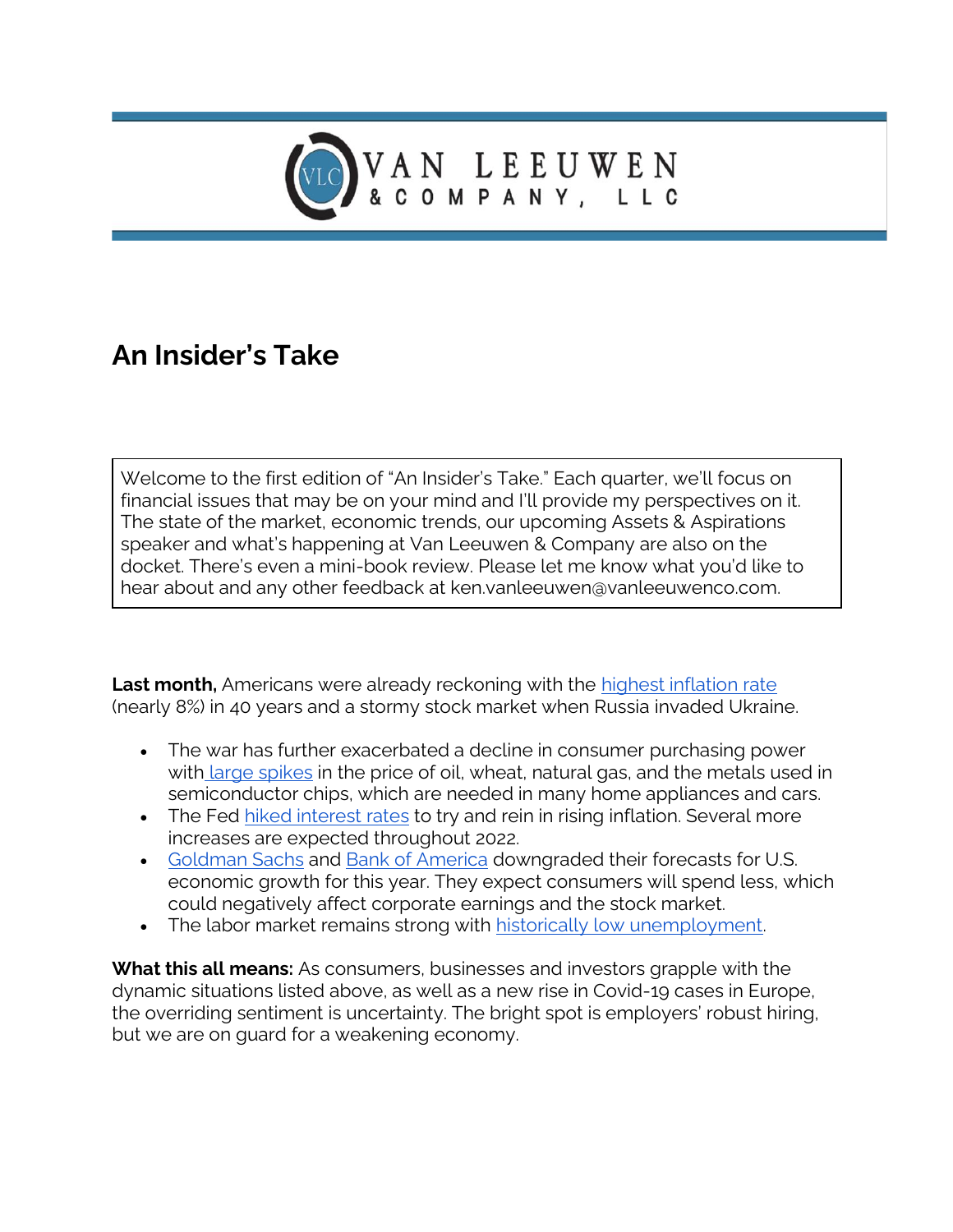VAN LEEUWEN & COMPANY, LLC

# An Insider's Take

Welcome to the first edition of "An Insider's Take." Each quarter, we'll focus on financial issues that may be on your mind and I'll provide my perspectives on it. The state of the market, economic trends, our upcoming Assets & Aspirations speaker and what's happening at Van Leeuwen & Company are also on the docket. There's even a mini-book review. Please let me know what you'd like to hear about and any other feedback at ken.vanleeuwen@vanleeuwenco.com.

**Last month,** Americans were already reckoning with the highest inflation rate (nearly 8%) in 40 years and a stormy stock market when Russia invaded Ukraine.

- The war has further exacerbated a decline in consumer purchasing power with large spikes in the price of oil, wheat, natural gas, and the metals used in semiconductor chips, which are needed in many home appliances and cars.
- The Fed hiked interest rates to try and rein in rising inflation. Several more increases are expected throughout 2022.
- Goldman Sachs and Bank of America downgraded their forecasts for U.S. economic growth for this year. They expect consumers will spend less, which could negatively affect corporate earnings and the stock market.
- The labor market remains strong with historically low unemployment.

**What this all means:** As consumers, businesses and investors grapple with the dynamic situations listed above, as well as a new rise in Covid-19 cases in Europe, the overriding sentiment is uncertainty. The bright spot is employers' robust hiring, but we are on guard for a weakening economy.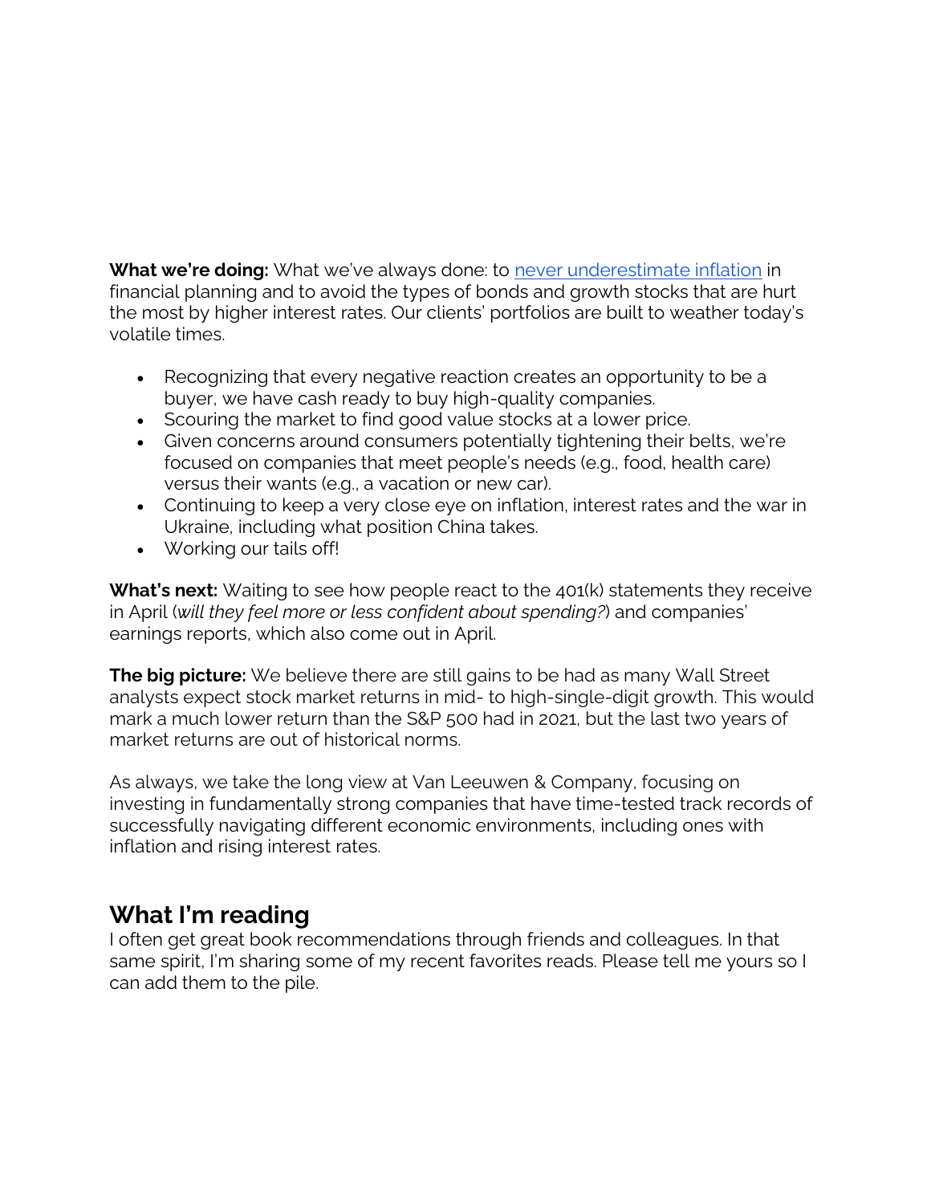**What we're doing:** What we've always done: to [never underestimate inflation]() in financial planning and to avoid the types of bonds and growth stocks that are hurt the most by higher interest rates. Our clients' portfolios are built to weather today's volatile times.

- Recognizing that every negative reaction creates an opportunity to be a buyer, we have cash ready to buy high-quality companies.
- Scouring the market to find good value stocks at a lower price.
- Given concerns around consumers potentially tightening their belts, we're focused on companies that meet people's needs (e.g., food, health care) versus their wants (e.g., a vacation or new car).
- Continuing to keep a very close eye on inflation, interest rates and the war in Ukraine, including what position China takes.
- Working our tails off!

**What's next:** Waiting to see how people react to the 401(k) statements they receive in April (*will they feel more or less confident about spending?*) and companies' earnings reports, which also come out in April.

**The big picture:** We believe there are still gains to be had as many Wall Street analysts expect stock market returns in mid- to high-single-digit growth. This would mark a much lower return than the S&P 500 had in 2021, but the last two years of market returns are out of historical norms.

As always, we take the long view at Van Leeuwen & Company, focusing on investing in fundamentally strong companies that have time-tested track records of successfully navigating different economic environments, including ones with inflation and rising interest rates.

## What I'm reading

I often get great book recommendations through friends and colleagues. In that same spirit, I'm sharing some of my recent favorites reads. Please tell me yours so I can add them to the pile.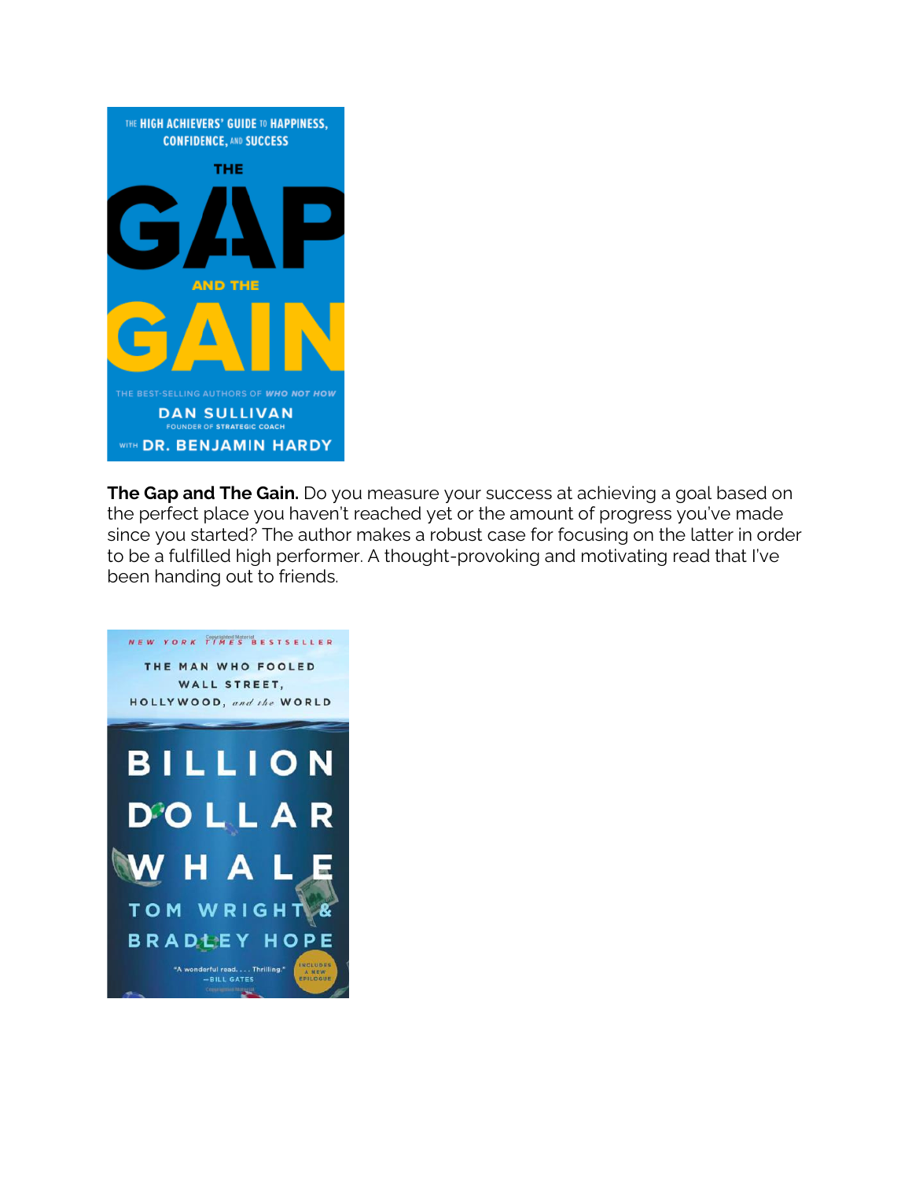**The Gap and The Gain.** Do you measure your success at achieving a goal based on the perfect place you haven't reached yet or the amount of progress you've made since you started? The author makes a robust case for focusing on the latter in order to be a fulfilled high performer. A thought-provoking and motivating read that I've been handing out to friends.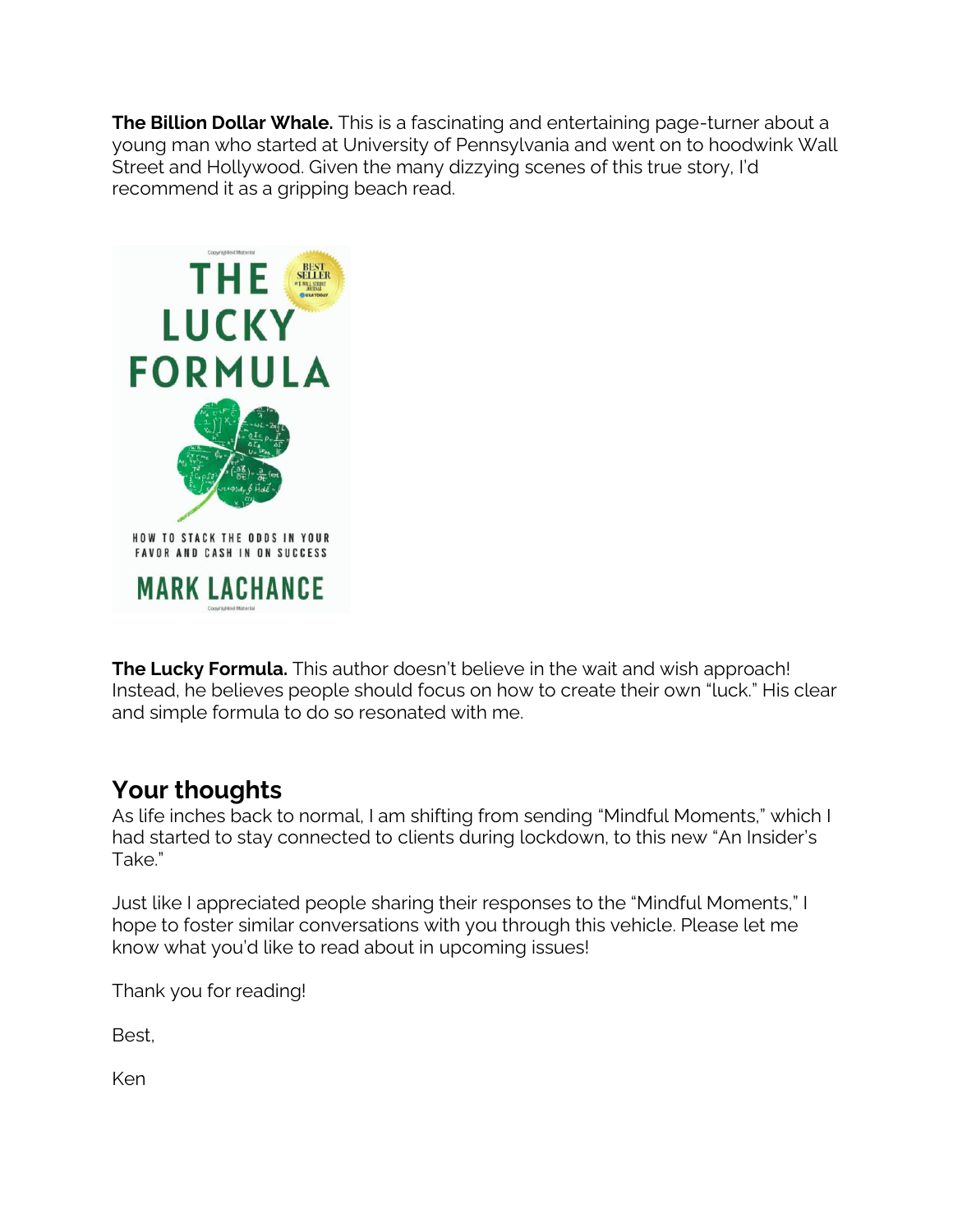**The Billion Dollar Whale.** This is a fascinating and entertaining page-turner about a young man who started at University of Pennsylvania and went on to hoodwink Wall Street and Hollywood. Given the many dizzying scenes of this true story, I'd recommend it as a gripping beach read.

**The Lucky Formula.** This author doesn't believe in the wait and wish approach! Instead, he believes people should focus on how to create their own "luck." His clear and simple formula to do so resonated with me.

## Your thoughts

As life inches back to normal, I am shifting from sending "Mindful Moments," which I had started to stay connected to clients during lockdown, to this new "An Insider's Take."

Just like I appreciated people sharing their responses to the "Mindful Moments," I hope to foster similar conversations with you through this vehicle. Please let me know what you'd like to read about in upcoming issues!

Thank you for reading!

Best,

Ken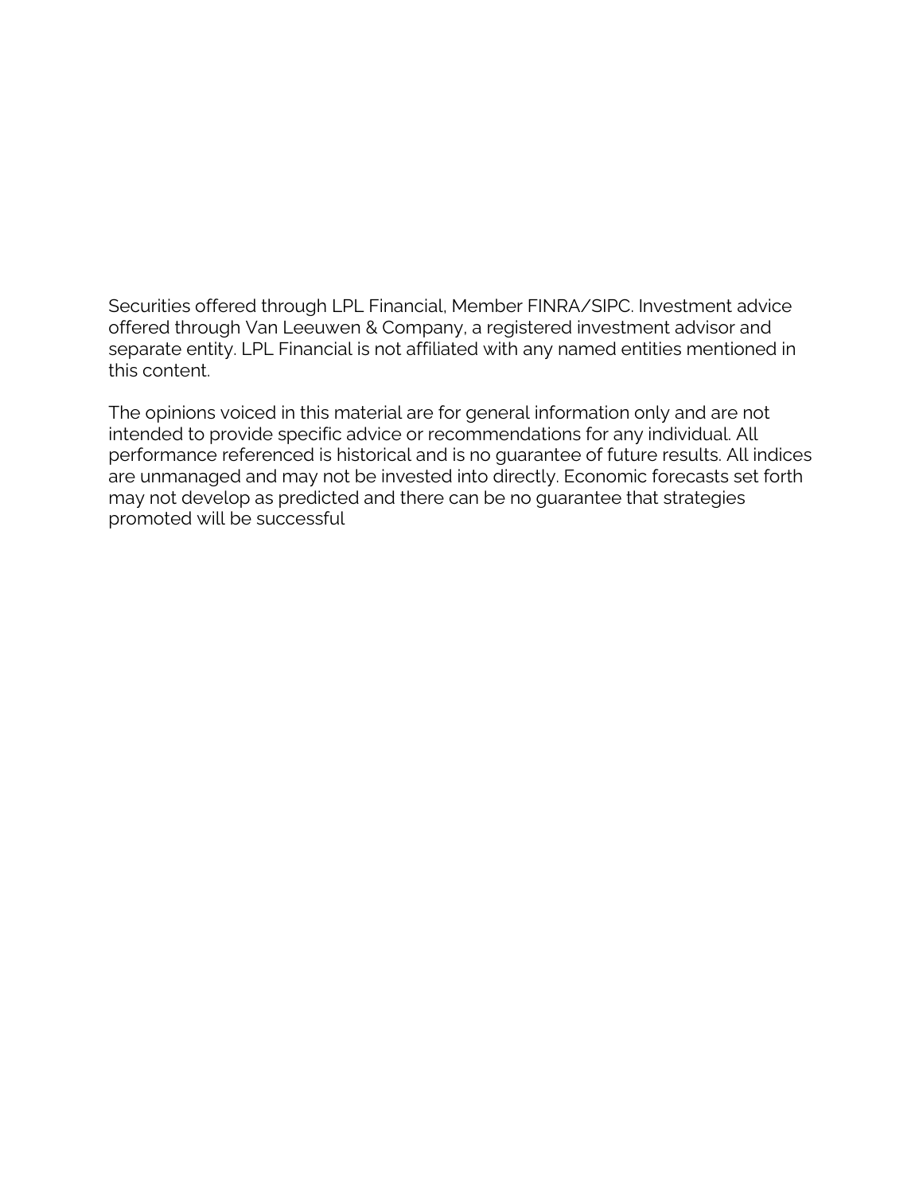Securities offered through LPL Financial, Member FINRA/SIPC. Investment advice offered through Van Leeuwen & Company, a registered investment advisor and separate entity. LPL Financial is not affiliated with any named entities mentioned in this content.

The opinions voiced in this material are for general information only and are not intended to provide specific advice or recommendations for any individual. All performance referenced is historical and is no guarantee of future results. All indices are unmanaged and may not be invested into directly. Economic forecasts set forth may not develop as predicted and there can be no guarantee that strategies promoted will be successful